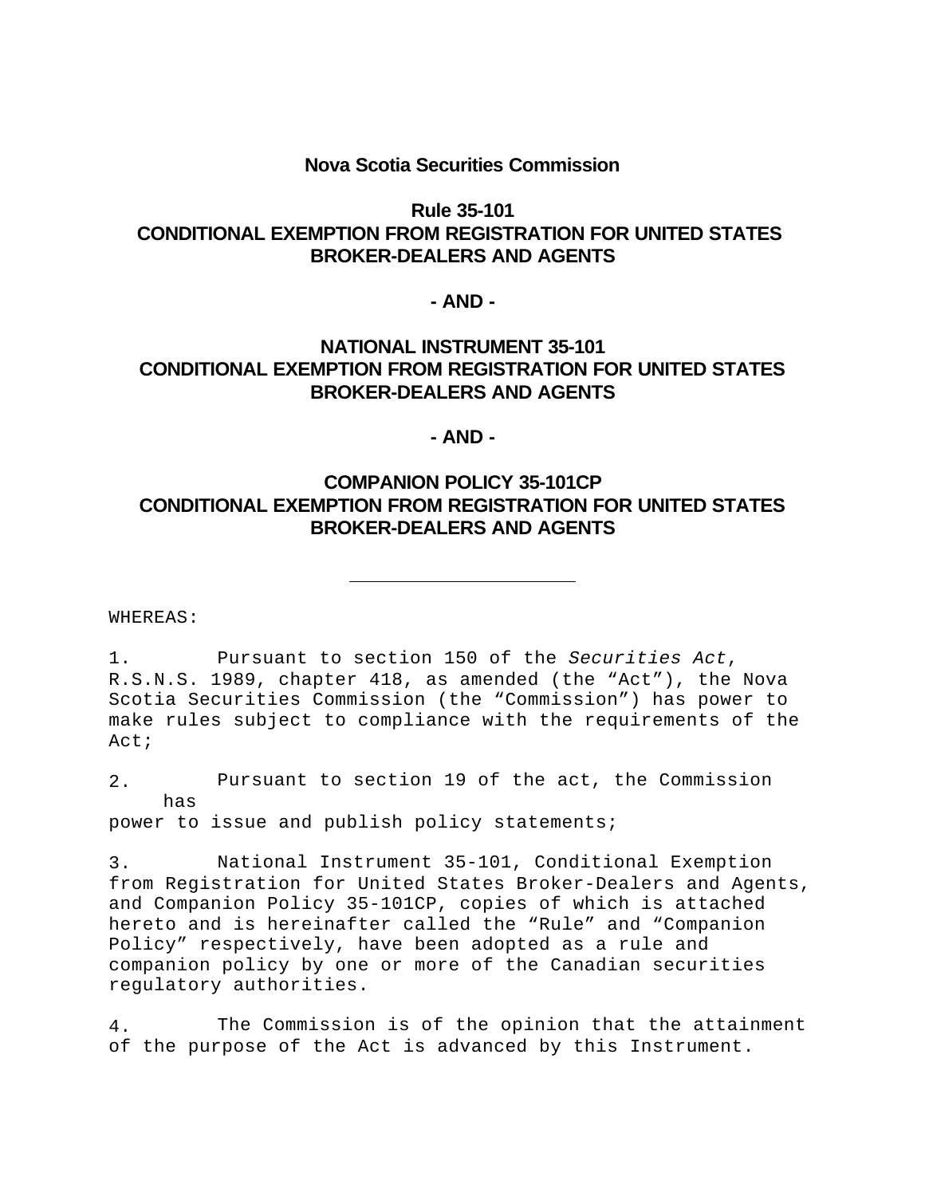**Nova Scotia Securities Commission**

**Rule 35-101**
**CONDITIONAL EXEMPTION FROM REGISTRATION FOR UNITED STATES BROKER-DEALERS AND AGENTS**

**- AND -**

**NATIONAL INSTRUMENT 35-101**
**CONDITIONAL EXEMPTION FROM REGISTRATION FOR UNITED STATES BROKER-DEALERS AND AGENTS**

**- AND -**

**COMPANION POLICY 35-101CP**
**CONDITIONAL EXEMPTION FROM REGISTRATION FOR UNITED STATES BROKER-DEALERS AND AGENTS**

---

WHEREAS:

1. Pursuant to section 150 of the *Securities Act*, R.S.N.S. 1989, chapter 418, as amended (the "Act"), the Nova Scotia Securities Commission (the "Commission") has power to make rules subject to compliance with the requirements of the Act;

2. Pursuant to section 19 of the act, the Commission has power to issue and publish policy statements;

3. National Instrument 35-101, Conditional Exemption from Registration for United States Broker-Dealers and Agents, and Companion Policy 35-101CP, copies of which is attached hereto and is hereinafter called the "Rule" and "Companion Policy" respectively, have been adopted as a rule and companion policy by one or more of the Canadian securities regulatory authorities.

4. The Commission is of the opinion that the attainment of the purpose of the Act is advanced by this Instrument.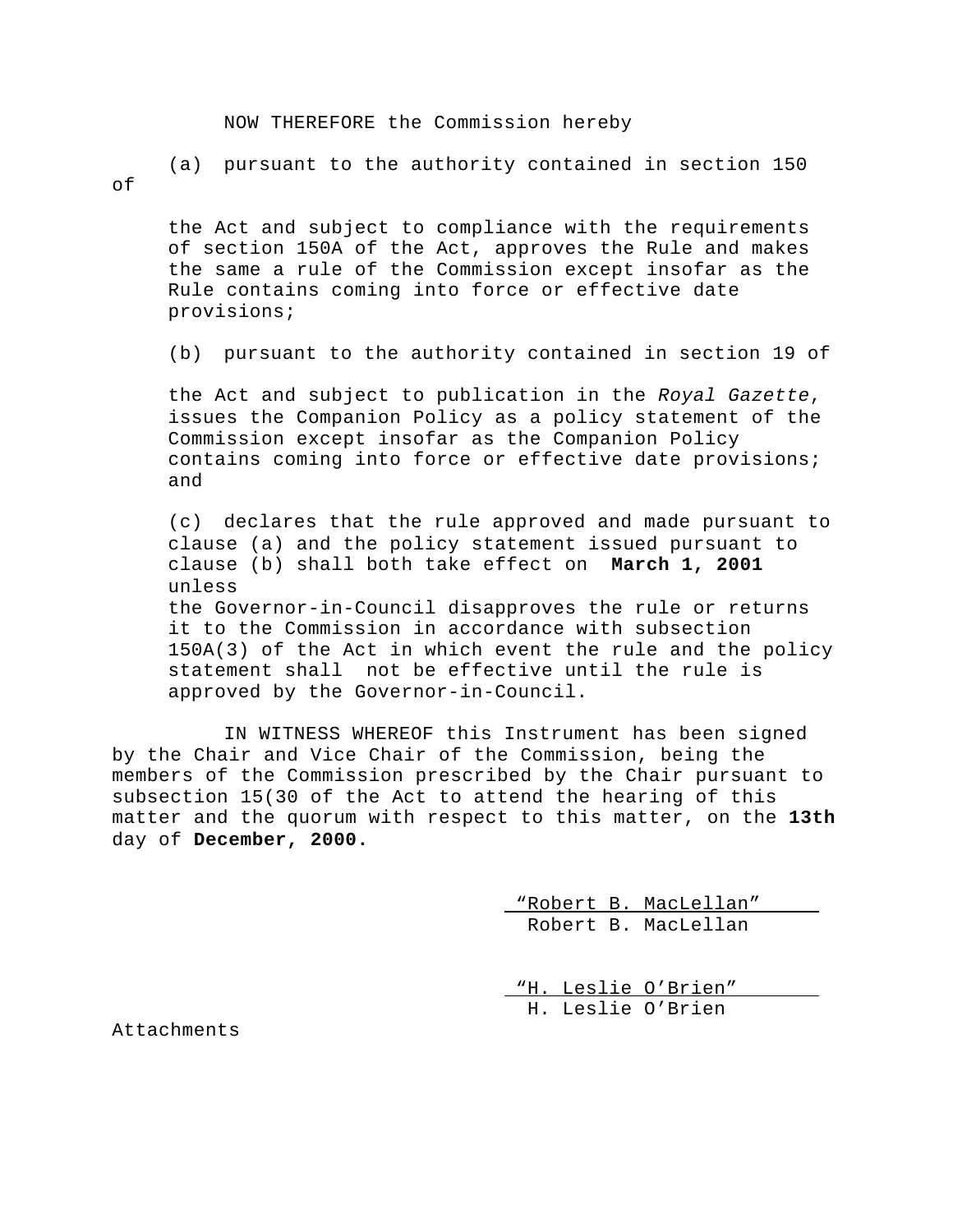NOW THEREFORE the Commission hereby

(a) pursuant to the authority contained in section 150 of the Act and subject to compliance with the requirements of section 150A of the Act, approves the Rule and makes the same a rule of the Commission except insofar as the Rule contains coming into force or effective date provisions;

(b) pursuant to the authority contained in section 19 of the Act and subject to publication in the *Royal Gazette*, issues the Companion Policy as a policy statement of the Commission except insofar as the Companion Policy contains coming into force or effective date provisions; and

(c) declares that the rule approved and made pursuant to clause (a) and the policy statement issued pursuant to clause (b) shall both take effect on **March 1, 2001** unless the Governor-in-Council disapproves the rule or returns it to the Commission in accordance with subsection 150A(3) of the Act in which event the rule and the policy statement shall not be effective until the rule is approved by the Governor-in-Council.

IN WITNESS WHEREOF this Instrument has been signed by the Chair and Vice Chair of the Commission, being the members of the Commission prescribed by the Chair pursuant to subsection 15(30 of the Act to attend the hearing of this matter and the quorum with respect to this matter, on the **13th** day of **December, 2000.**

"Robert B. MacLellan"
Robert B. MacLellan

"H. Leslie O'Brien"
H. Leslie O'Brien

Attachments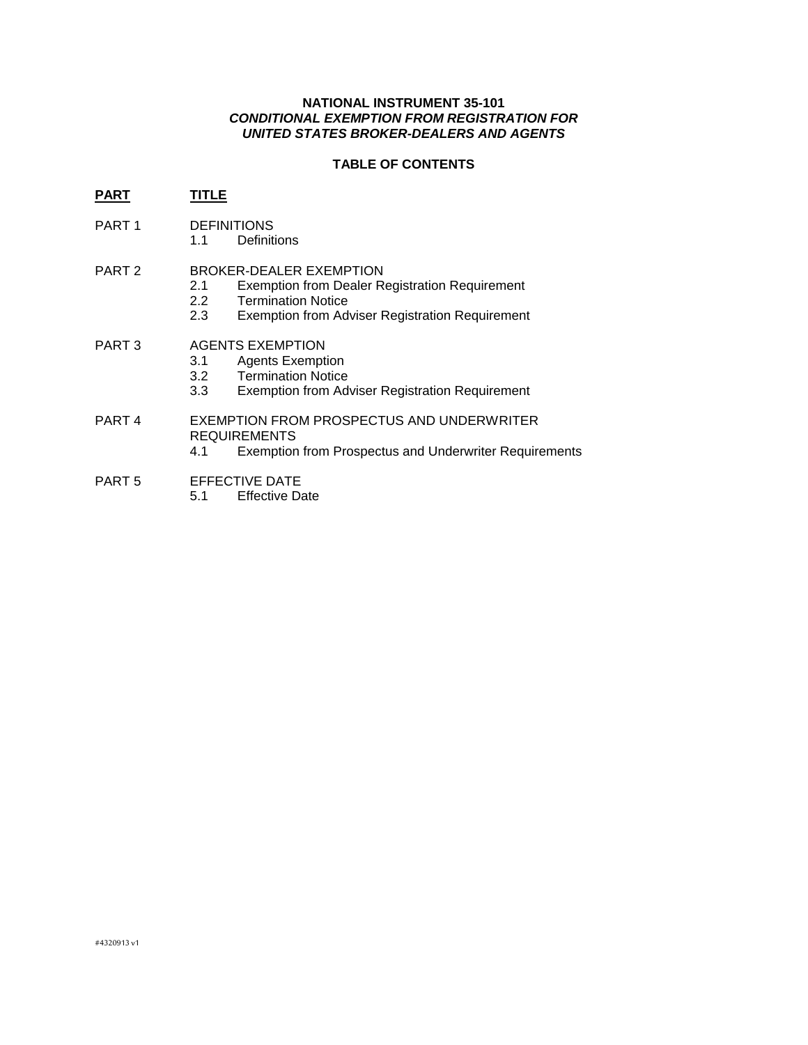**NATIONAL INSTRUMENT 35-101**
***CONDITIONAL EXEMPTION FROM REGISTRATION FOR UNITED STATES BROKER-DEALERS AND AGENTS***

**TABLE OF CONTENTS**

| <u>**PART**</u> | <u>**TITLE**</u> |
|---|---|
| PART 1 | DEFINITIONS<br>1.1 Definitions |
| PART 2 | BROKER-DEALER EXEMPTION<br>2.1 Exemption from Dealer Registration Requirement<br>2.2 Termination Notice<br>2.3 Exemption from Adviser Registration Requirement |
| PART 3 | AGENTS EXEMPTION<br>3.1 Agents Exemption<br>3.2 Termination Notice<br>3.3 Exemption from Adviser Registration Requirement |
| PART 4 | EXEMPTION FROM PROSPECTUS AND UNDERWRITER REQUIREMENTS<br>4.1 Exemption from Prospectus and Underwriter Requirements |
| PART 5 | EFFECTIVE DATE<br>5.1 Effective Date |

#4320913 v1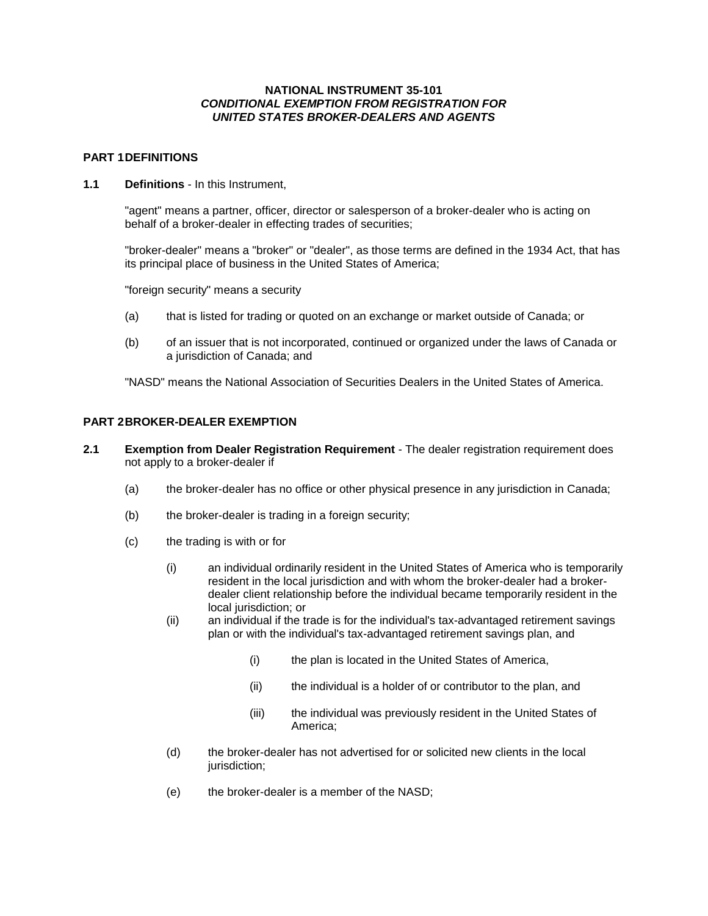**NATIONAL INSTRUMENT 35-101**
***CONDITIONAL EXEMPTION FROM REGISTRATION FOR UNITED STATES BROKER-DEALERS AND AGENTS***

## PART 1 DEFINITIONS

**1.1 Definitions** - In this Instrument,

"agent" means a partner, officer, director or salesperson of a broker-dealer who is acting on behalf of a broker-dealer in effecting trades of securities;

"broker-dealer" means a "broker" or "dealer", as those terms are defined in the 1934 Act, that has its principal place of business in the United States of America;

"foreign security" means a security

(a) that is listed for trading or quoted on an exchange or market outside of Canada; or

(b) of an issuer that is not incorporated, continued or organized under the laws of Canada or a jurisdiction of Canada; and

"NASD" means the National Association of Securities Dealers in the United States of America.

## PART 2 BROKER-DEALER EXEMPTION

**2.1 Exemption from Dealer Registration Requirement** - The dealer registration requirement does not apply to a broker-dealer if

(a) the broker-dealer has no office or other physical presence in any jurisdiction in Canada;

(b) the broker-dealer is trading in a foreign security;

(c) the trading is with or for

(i) an individual ordinarily resident in the United States of America who is temporarily resident in the local jurisdiction and with whom the broker-dealer had a broker-dealer client relationship before the individual became temporarily resident in the local jurisdiction; or

(ii) an individual if the trade is for the individual's tax-advantaged retirement savings plan or with the individual's tax-advantaged retirement savings plan, and

(i) the plan is located in the United States of America,

(ii) the individual is a holder of or contributor to the plan, and

(iii) the individual was previously resident in the United States of America;

(d) the broker-dealer has not advertised for or solicited new clients in the local jurisdiction;

(e) the broker-dealer is a member of the NASD;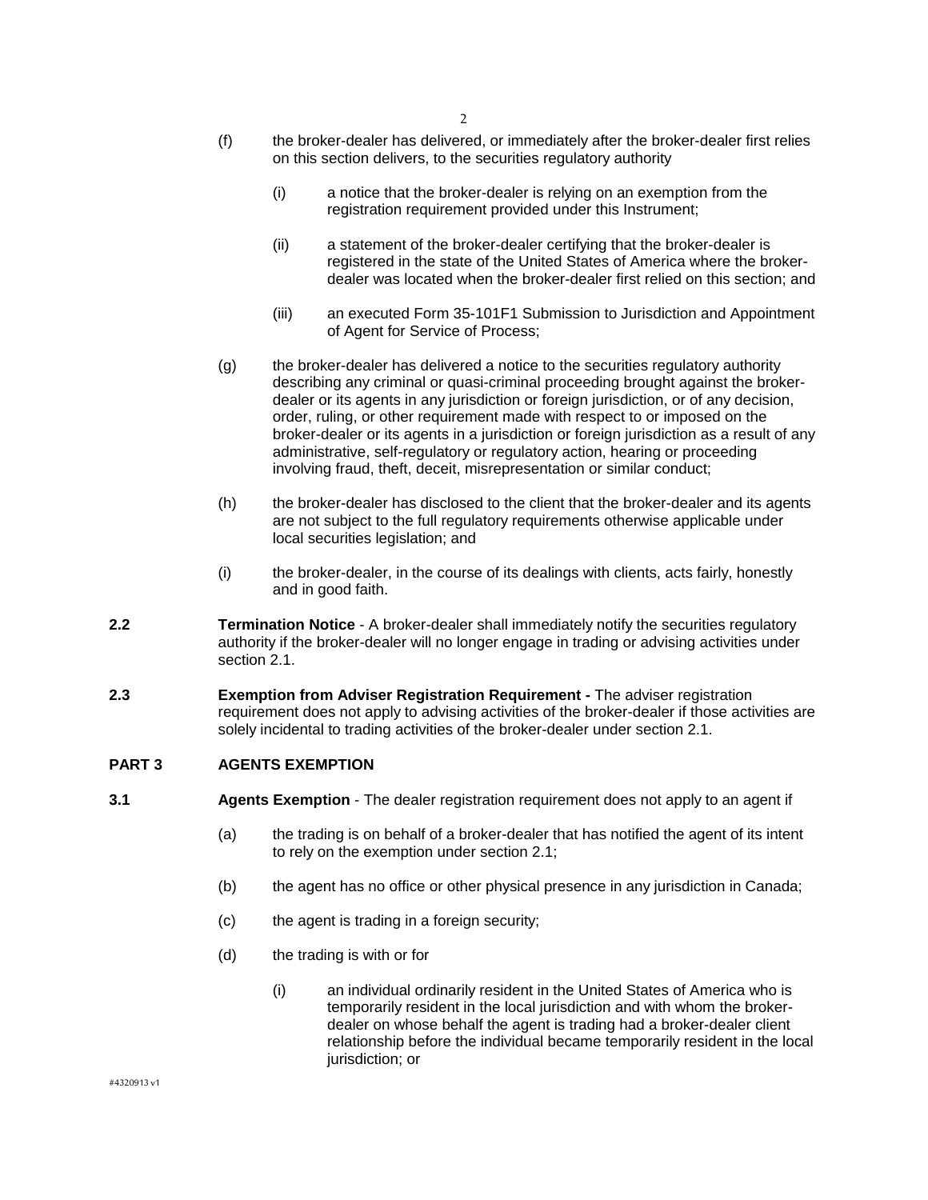(f) the broker-dealer has delivered, or immediately after the broker-dealer first relies on this section delivers, to the securities regulatory authority

    (i) a notice that the broker-dealer is relying on an exemption from the registration requirement provided under this Instrument;

    (ii) a statement of the broker-dealer certifying that the broker-dealer is registered in the state of the United States of America where the broker-dealer was located when the broker-dealer first relied on this section; and

    (iii) an executed Form 35-101F1 Submission to Jurisdiction and Appointment of Agent for Service of Process;

(g) the broker-dealer has delivered a notice to the securities regulatory authority describing any criminal or quasi-criminal proceeding brought against the broker-dealer or its agents in any jurisdiction or foreign jurisdiction, or of any decision, order, ruling, or other requirement made with respect to or imposed on the broker-dealer or its agents in a jurisdiction or foreign jurisdiction as a result of any administrative, self-regulatory or regulatory action, hearing or proceeding involving fraud, theft, deceit, misrepresentation or similar conduct;

(h) the broker-dealer has disclosed to the client that the broker-dealer and its agents are not subject to the full regulatory requirements otherwise applicable under local securities legislation; and

(i) the broker-dealer, in the course of its dealings with clients, acts fairly, honestly and in good faith.

**2.2** **Termination Notice** - A broker-dealer shall immediately notify the securities regulatory authority if the broker-dealer will no longer engage in trading or advising activities under section 2.1.

**2.3** **Exemption from Adviser Registration Requirement -** The adviser registration requirement does not apply to advising activities of the broker-dealer if those activities are solely incidental to trading activities of the broker-dealer under section 2.1.

## PART 3 AGENTS EXEMPTION

**3.1** **Agents Exemption** - The dealer registration requirement does not apply to an agent if

(a) the trading is on behalf of a broker-dealer that has notified the agent of its intent to rely on the exemption under section 2.1;

(b) the agent has no office or other physical presence in any jurisdiction in Canada;

(c) the agent is trading in a foreign security;

(d) the trading is with or for

    (i) an individual ordinarily resident in the United States of America who is temporarily resident in the local jurisdiction and with whom the broker-dealer on whose behalf the agent is trading had a broker-dealer client relationship before the individual became temporarily resident in the local jurisdiction; or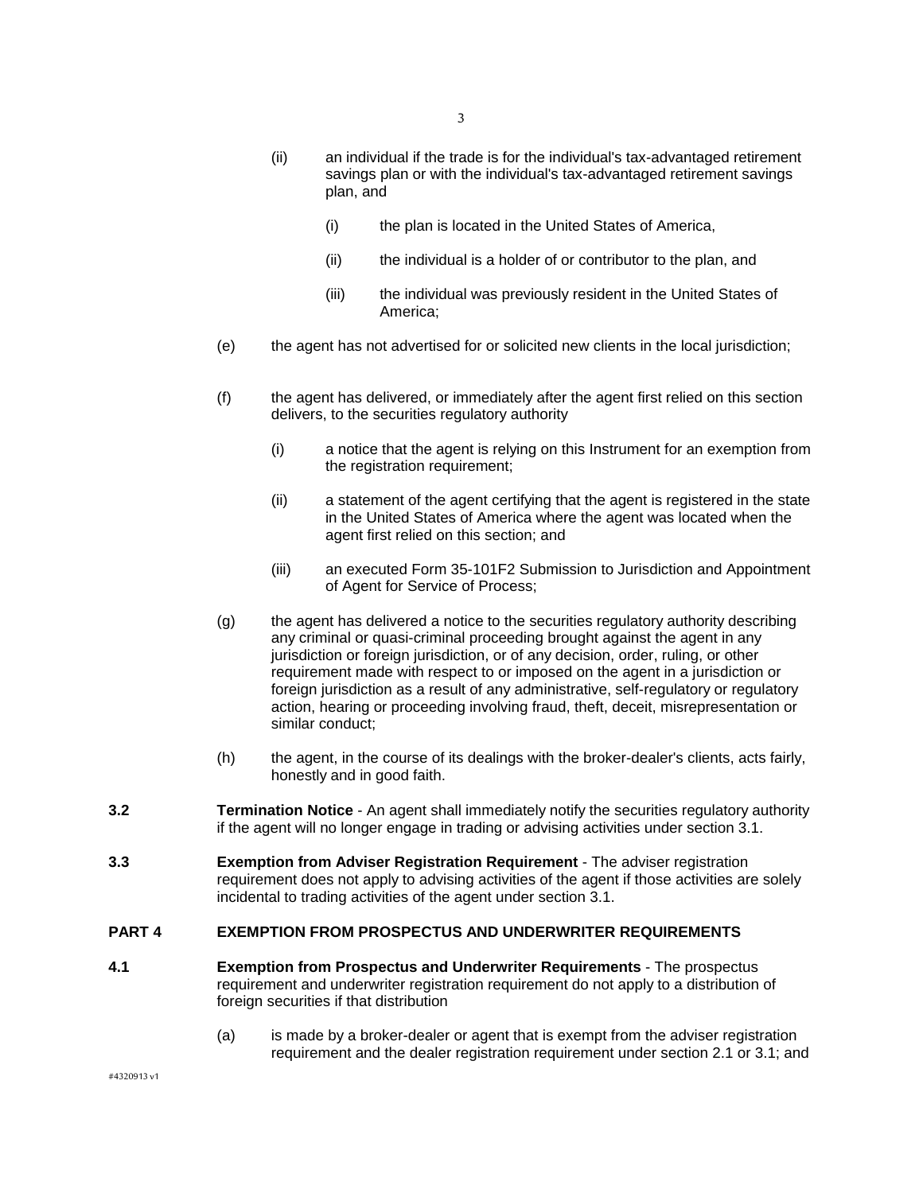(ii) an individual if the trade is for the individual's tax-advantaged retirement savings plan or with the individual's tax-advantaged retirement savings plan, and

  (i) the plan is located in the United States of America,

  (ii) the individual is a holder of or contributor to the plan, and

  (iii) the individual was previously resident in the United States of America;

(e) the agent has not advertised for or solicited new clients in the local jurisdiction;

(f) the agent has delivered, or immediately after the agent first relied on this section delivers, to the securities regulatory authority

  (i) a notice that the agent is relying on this Instrument for an exemption from the registration requirement;

  (ii) a statement of the agent certifying that the agent is registered in the state in the United States of America where the agent was located when the agent first relied on this section; and

  (iii) an executed Form 35-101F2 Submission to Jurisdiction and Appointment of Agent for Service of Process;

(g) the agent has delivered a notice to the securities regulatory authority describing any criminal or quasi-criminal proceeding brought against the agent in any jurisdiction or foreign jurisdiction, or of any decision, order, ruling, or other requirement made with respect to or imposed on the agent in a jurisdiction or foreign jurisdiction as a result of any administrative, self-regulatory or regulatory action, hearing or proceeding involving fraud, theft, deceit, misrepresentation or similar conduct;

(h) the agent, in the course of its dealings with the broker-dealer's clients, acts fairly, honestly and in good faith.

**3.2** **Termination Notice** - An agent shall immediately notify the securities regulatory authority if the agent will no longer engage in trading or advising activities under section 3.1.

**3.3** **Exemption from Adviser Registration Requirement** - The adviser registration requirement does not apply to advising activities of the agent if those activities are solely incidental to trading activities of the agent under section 3.1.

## PART 4 EXEMPTION FROM PROSPECTUS AND UNDERWRITER REQUIREMENTS

**4.1** **Exemption from Prospectus and Underwriter Requirements** - The prospectus requirement and underwriter registration requirement do not apply to a distribution of foreign securities if that distribution

(a) is made by a broker-dealer or agent that is exempt from the adviser registration requirement and the dealer registration requirement under section 2.1 or 3.1; and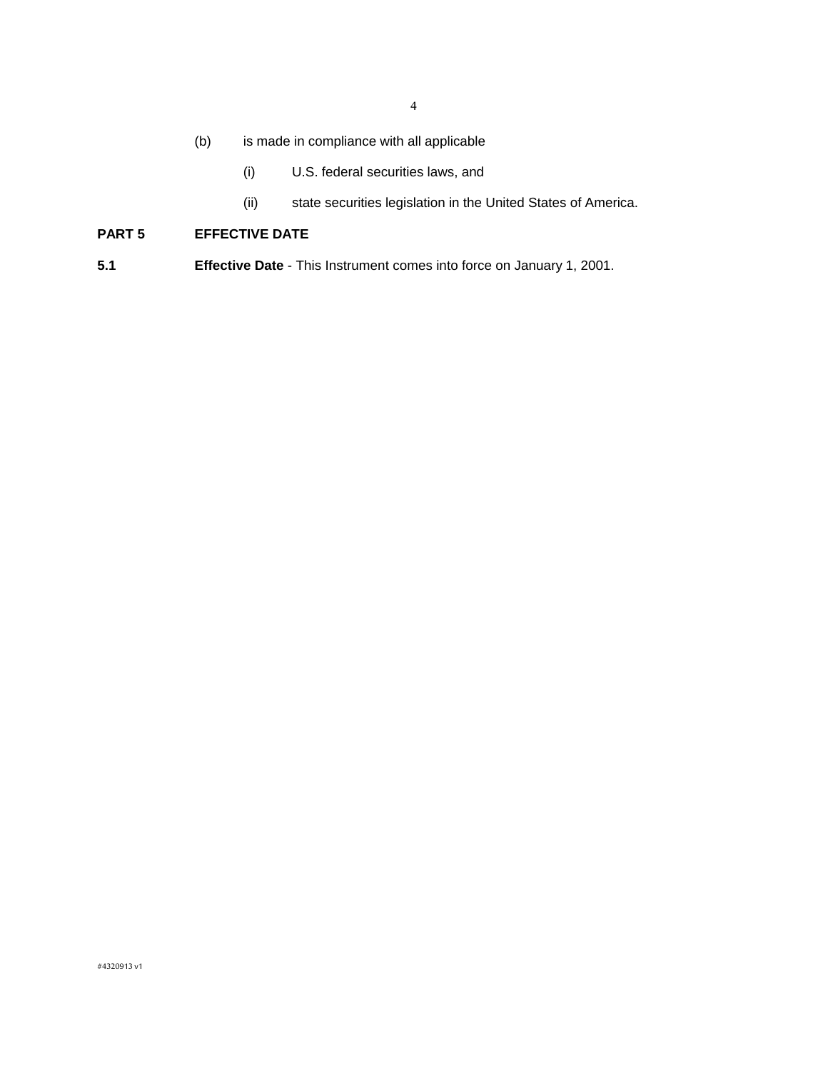(b) is made in compliance with all applicable

(i) U.S. federal securities laws, and

(ii) state securities legislation in the United States of America.

## PART 5 EFFECTIVE DATE

**5.1** **Effective Date** - This Instrument comes into force on January 1, 2001.

#4320913 v1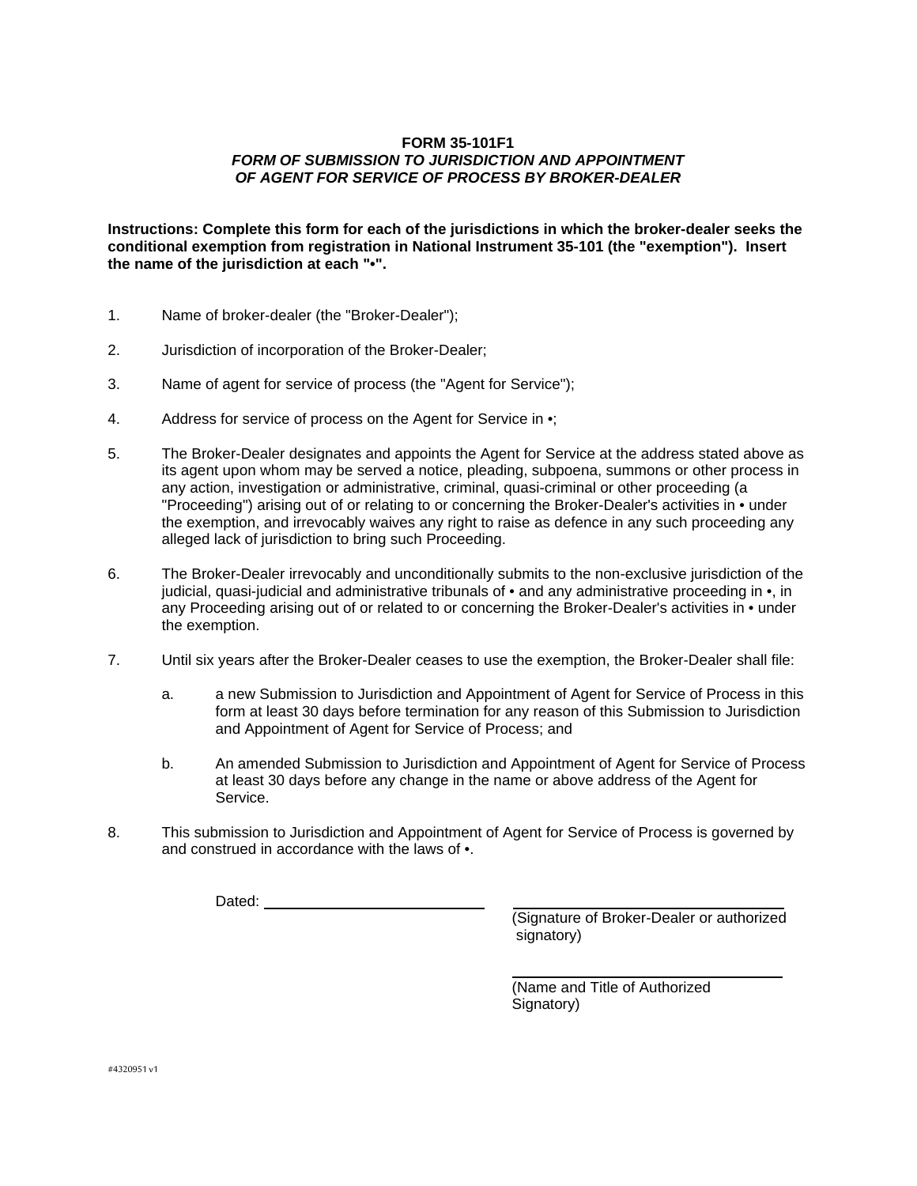**FORM 35-101F1**
***FORM OF SUBMISSION TO JURISDICTION AND APPOINTMENT OF AGENT FOR SERVICE OF PROCESS BY BROKER-DEALER***

**Instructions: Complete this form for each of the jurisdictions in which the broker-dealer seeks the conditional exemption from registration in National Instrument 35-101 (the "exemption"). Insert the name of the jurisdiction at each "•".**

1. Name of broker-dealer (the "Broker-Dealer");

2. Jurisdiction of incorporation of the Broker-Dealer;

3. Name of agent for service of process (the "Agent for Service");

4. Address for service of process on the Agent for Service in •;

5. The Broker-Dealer designates and appoints the Agent for Service at the address stated above as its agent upon whom may be served a notice, pleading, subpoena, summons or other process in any action, investigation or administrative, criminal, quasi-criminal or other proceeding (a "Proceeding") arising out of or relating to or concerning the Broker-Dealer's activities in • under the exemption, and irrevocably waives any right to raise as defence in any such proceeding any alleged lack of jurisdiction to bring such Proceeding.

6. The Broker-Dealer irrevocably and unconditionally submits to the non-exclusive jurisdiction of the judicial, quasi-judicial and administrative tribunals of • and any administrative proceeding in •, in any Proceeding arising out of or related to or concerning the Broker-Dealer's activities in • under the exemption.

7. Until six years after the Broker-Dealer ceases to use the exemption, the Broker-Dealer shall file:

   a. a new Submission to Jurisdiction and Appointment of Agent for Service of Process in this form at least 30 days before termination for any reason of this Submission to Jurisdiction and Appointment of Agent for Service of Process; and

   b. An amended Submission to Jurisdiction and Appointment of Agent for Service of Process at least 30 days before any change in the name or above address of the Agent for Service.

8. This submission to Jurisdiction and Appointment of Agent for Service of Process is governed by and construed in accordance with the laws of •.

Dated: ______________________

______________________________
(Signature of Broker-Dealer or authorized signatory)

______________________________
(Name and Title of Authorized Signatory)

#4320951 v1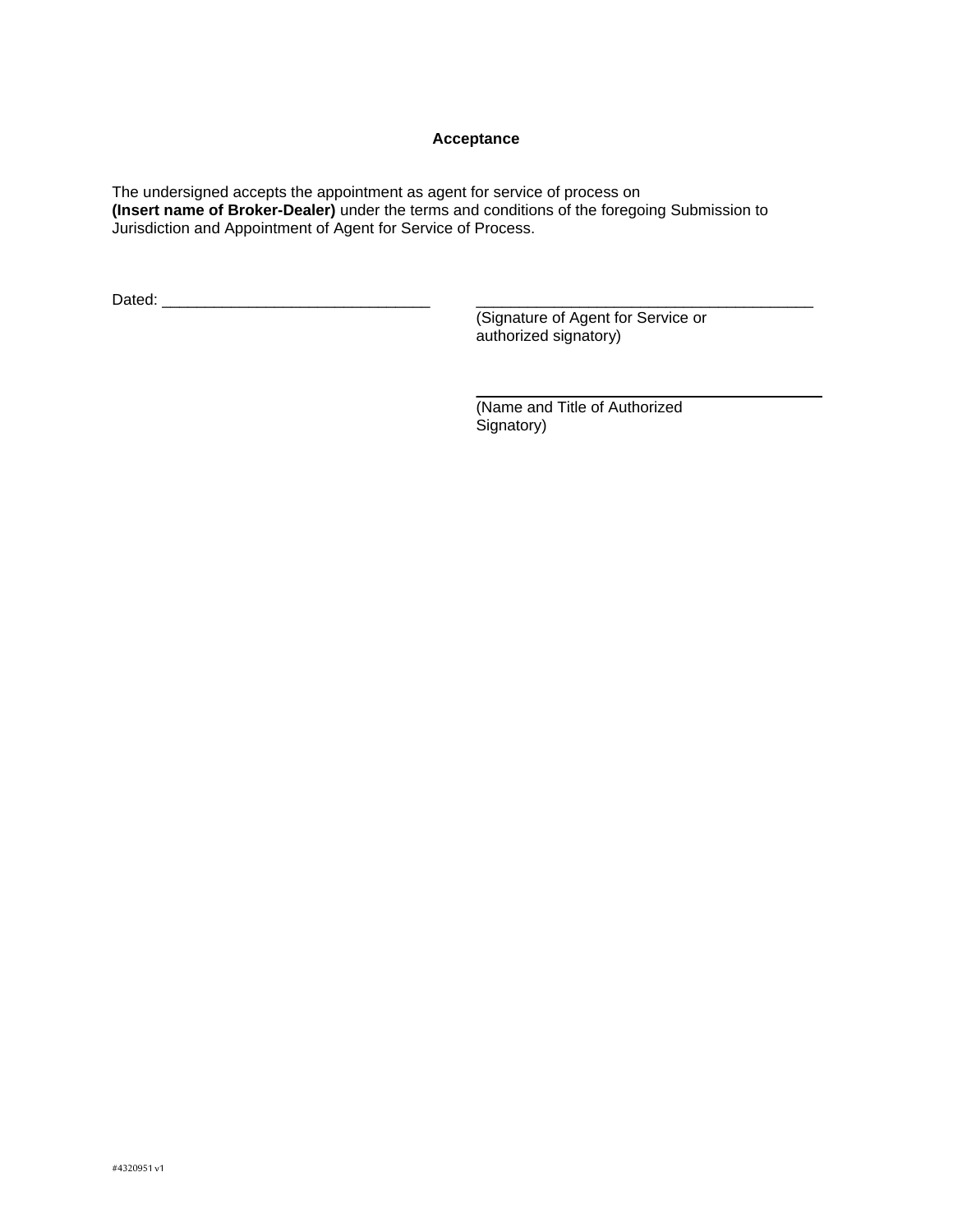**Acceptance**

The undersigned accepts the appointment as agent for service of process on **(Insert name of Broker-Dealer)** under the terms and conditions of the foregoing Submission to Jurisdiction and Appointment of Agent for Service of Process.

Dated: _______________________________

_______________________________________
(Signature of Agent for Service or authorized signatory)

_______________________________________
(Name and Title of Authorized Signatory)

#4320951 v1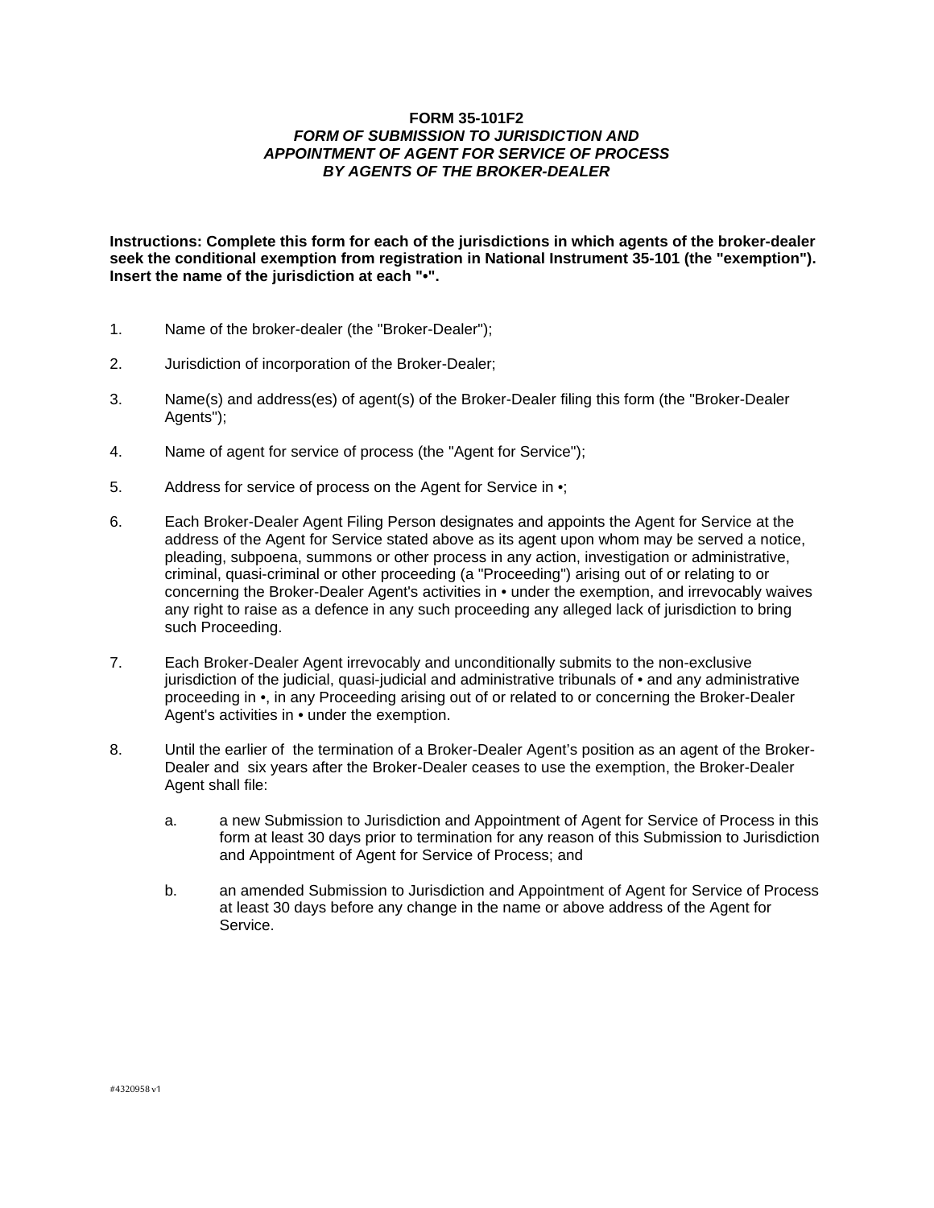# FORM 35-101F2

## *FORM OF SUBMISSION TO JURISDICTION AND APPOINTMENT OF AGENT FOR SERVICE OF PROCESS BY AGENTS OF THE BROKER-DEALER*

**Instructions: Complete this form for each of the jurisdictions in which agents of the broker-dealer seek the conditional exemption from registration in National Instrument 35-101 (the "exemption"). Insert the name of the jurisdiction at each "•".**

1. Name of the broker-dealer (the "Broker-Dealer");

2. Jurisdiction of incorporation of the Broker-Dealer;

3. Name(s) and address(es) of agent(s) of the Broker-Dealer filing this form (the "Broker-Dealer Agents");

4. Name of agent for service of process (the "Agent for Service");

5. Address for service of process on the Agent for Service in •;

6. Each Broker-Dealer Agent Filing Person designates and appoints the Agent for Service at the address of the Agent for Service stated above as its agent upon whom may be served a notice, pleading, subpoena, summons or other process in any action, investigation or administrative, criminal, quasi-criminal or other proceeding (a "Proceeding") arising out of or relating to or concerning the Broker-Dealer Agent's activities in • under the exemption, and irrevocably waives any right to raise as a defence in any such proceeding any alleged lack of jurisdiction to bring such Proceeding.

7. Each Broker-Dealer Agent irrevocably and unconditionally submits to the non-exclusive jurisdiction of the judicial, quasi-judicial and administrative tribunals of • and any administrative proceeding in •, in any Proceeding arising out of or related to or concerning the Broker-Dealer Agent's activities in • under the exemption.

8. Until the earlier of the termination of a Broker-Dealer Agent's position as an agent of the Broker-Dealer and six years after the Broker-Dealer ceases to use the exemption, the Broker-Dealer Agent shall file:

   a. a new Submission to Jurisdiction and Appointment of Agent for Service of Process in this form at least 30 days prior to termination for any reason of this Submission to Jurisdiction and Appointment of Agent for Service of Process; and

   b. an amended Submission to Jurisdiction and Appointment of Agent for Service of Process at least 30 days before any change in the name or above address of the Agent for Service.

#4320958 v1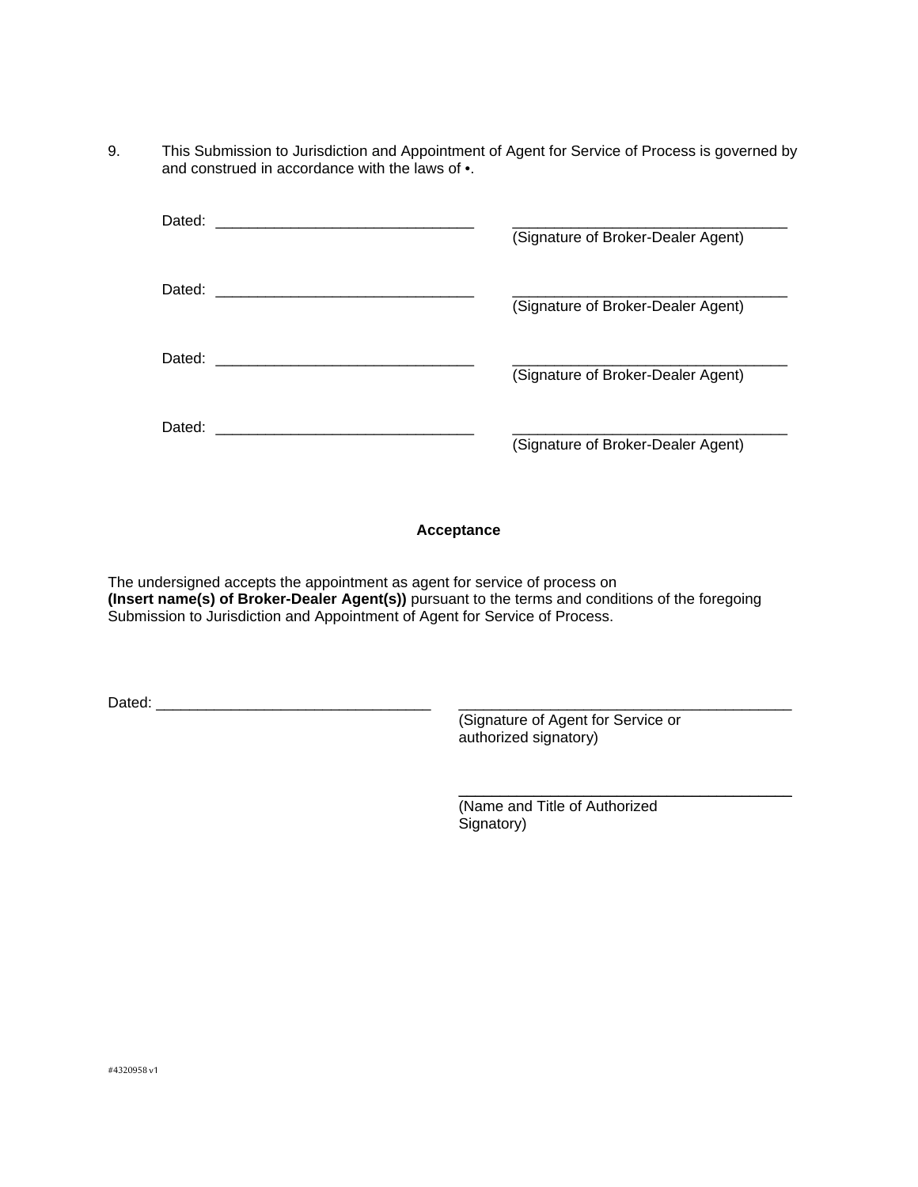9. This Submission to Jurisdiction and Appointment of Agent for Service of Process is governed by and construed in accordance with the laws of •.

Dated: _______________________________ _________________________________
(Signature of Broker-Dealer Agent)

Dated: _______________________________ _________________________________
(Signature of Broker-Dealer Agent)

Dated: _______________________________ _________________________________
(Signature of Broker-Dealer Agent)

Dated: _______________________________ _________________________________
(Signature of Broker-Dealer Agent)

**Acceptance**

The undersigned accepts the appointment as agent for service of process on **(Insert name(s) of Broker-Dealer Agent(s))** pursuant to the terms and conditions of the foregoing Submission to Jurisdiction and Appointment of Agent for Service of Process.

Dated: _________________________________ ________________________________________
(Signature of Agent for Service or authorized signatory)

________________________________________
(Name and Title of Authorized Signatory)

#4320958 v1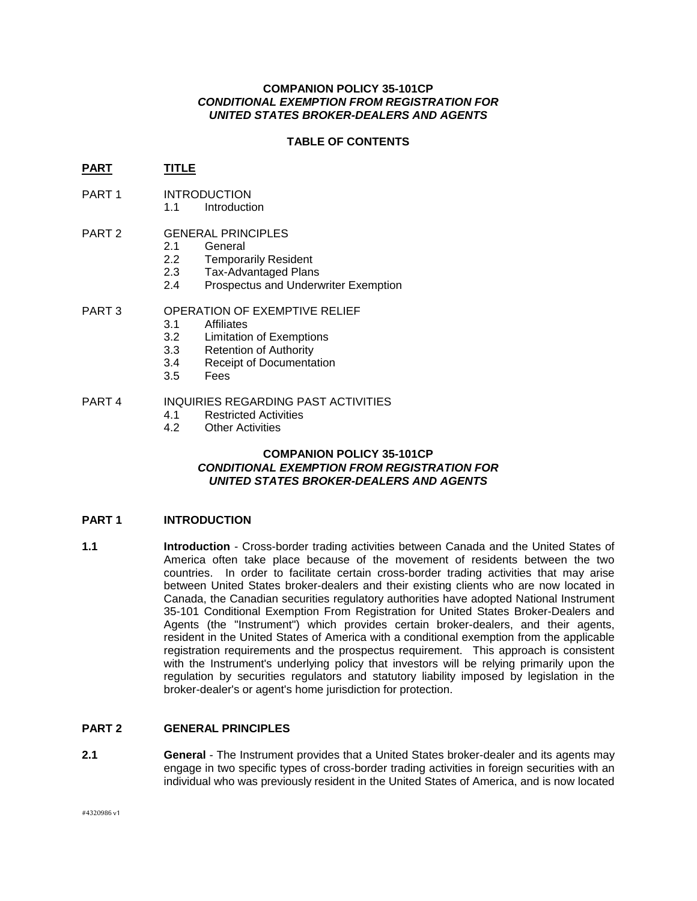**COMPANION POLICY 35-101CP**
***CONDITIONAL EXEMPTION FROM REGISTRATION FOR UNITED STATES BROKER-DEALERS AND AGENTS***

**TABLE OF CONTENTS**

| **PART** | **TITLE** |
|---|---|
| PART 1 | INTRODUCTION<br>1.1 Introduction |
| PART 2 | GENERAL PRINCIPLES<br>2.1 General<br>2.2 Temporarily Resident<br>2.3 Tax-Advantaged Plans<br>2.4 Prospectus and Underwriter Exemption |
| PART 3 | OPERATION OF EXEMPTIVE RELIEF<br>3.1 Affiliates<br>3.2 Limitation of Exemptions<br>3.3 Retention of Authority<br>3.4 Receipt of Documentation<br>3.5 Fees |
| PART 4 | INQUIRIES REGARDING PAST ACTIVITIES<br>4.1 Restricted Activities<br>4.2 Other Activities |

**COMPANION POLICY 35-101CP**
***CONDITIONAL EXEMPTION FROM REGISTRATION FOR UNITED STATES BROKER-DEALERS AND AGENTS***

## PART 1 INTRODUCTION

**1.1 Introduction** - Cross-border trading activities between Canada and the United States of America often take place because of the movement of residents between the two countries. In order to facilitate certain cross-border trading activities that may arise between United States broker-dealers and their existing clients who are now located in Canada, the Canadian securities regulatory authorities have adopted National Instrument 35-101 Conditional Exemption From Registration for United States Broker-Dealers and Agents (the "Instrument") which provides certain broker-dealers, and their agents, resident in the United States of America with a conditional exemption from the applicable registration requirements and the prospectus requirement. This approach is consistent with the Instrument's underlying policy that investors will be relying primarily upon the regulation by securities regulators and statutory liability imposed by legislation in the broker-dealer's or agent's home jurisdiction for protection.

## PART 2 GENERAL PRINCIPLES

**2.1 General** - The Instrument provides that a United States broker-dealer and its agents may engage in two specific types of cross-border trading activities in foreign securities with an individual who was previously resident in the United States of America, and is now located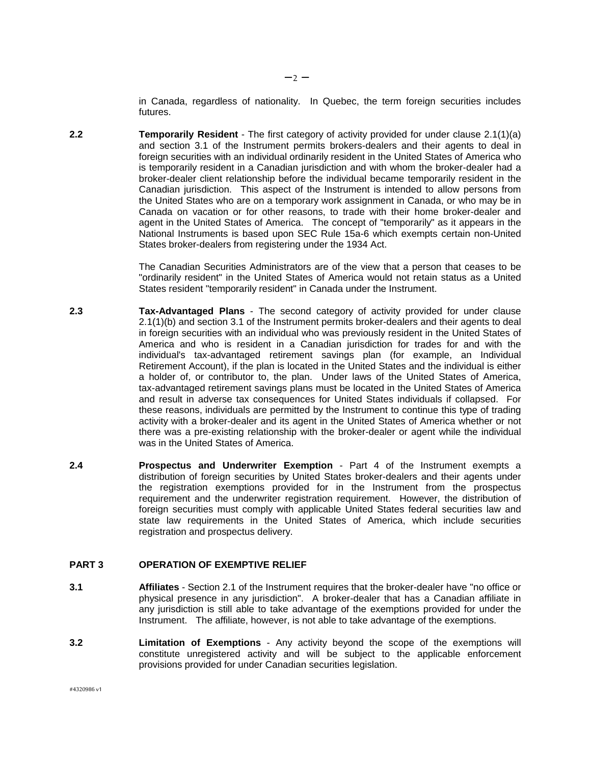in Canada, regardless of nationality. In Quebec, the term foreign securities includes futures.

**2.2** **Temporarily Resident** - The first category of activity provided for under clause 2.1(1)(a) and section 3.1 of the Instrument permits brokers-dealers and their agents to deal in foreign securities with an individual ordinarily resident in the United States of America who is temporarily resident in a Canadian jurisdiction and with whom the broker-dealer had a broker-dealer client relationship before the individual became temporarily resident in the Canadian jurisdiction. This aspect of the Instrument is intended to allow persons from the United States who are on a temporary work assignment in Canada, or who may be in Canada on vacation or for other reasons, to trade with their home broker-dealer and agent in the United States of America. The concept of "temporarily" as it appears in the National Instruments is based upon SEC Rule 15a-6 which exempts certain non-United States broker-dealers from registering under the 1934 Act.

The Canadian Securities Administrators are of the view that a person that ceases to be "ordinarily resident" in the United States of America would not retain status as a United States resident "temporarily resident" in Canada under the Instrument.

**2.3** **Tax-Advantaged Plans** - The second category of activity provided for under clause 2.1(1)(b) and section 3.1 of the Instrument permits broker-dealers and their agents to deal in foreign securities with an individual who was previously resident in the United States of America and who is resident in a Canadian jurisdiction for trades for and with the individual's tax-advantaged retirement savings plan (for example, an Individual Retirement Account), if the plan is located in the United States and the individual is either a holder of, or contributor to, the plan. Under laws of the United States of America, tax-advantaged retirement savings plans must be located in the United States of America and result in adverse tax consequences for United States individuals if collapsed. For these reasons, individuals are permitted by the Instrument to continue this type of trading activity with a broker-dealer and its agent in the United States of America whether or not there was a pre-existing relationship with the broker-dealer or agent while the individual was in the United States of America.

**2.4** **Prospectus and Underwriter Exemption** - Part 4 of the Instrument exempts a distribution of foreign securities by United States broker-dealers and their agents under the registration exemptions provided for in the Instrument from the prospectus requirement and the underwriter registration requirement. However, the distribution of foreign securities must comply with applicable United States federal securities law and state law requirements in the United States of America, which include securities registration and prospectus delivery.

## PART 3 OPERATION OF EXEMPTIVE RELIEF

**3.1** **Affiliates** - Section 2.1 of the Instrument requires that the broker-dealer have "no office or physical presence in any jurisdiction". A broker-dealer that has a Canadian affiliate in any jurisdiction is still able to take advantage of the exemptions provided for under the Instrument. The affiliate, however, is not able to take advantage of the exemptions.

**3.2** **Limitation of Exemptions** - Any activity beyond the scope of the exemptions will constitute unregistered activity and will be subject to the applicable enforcement provisions provided for under Canadian securities legislation.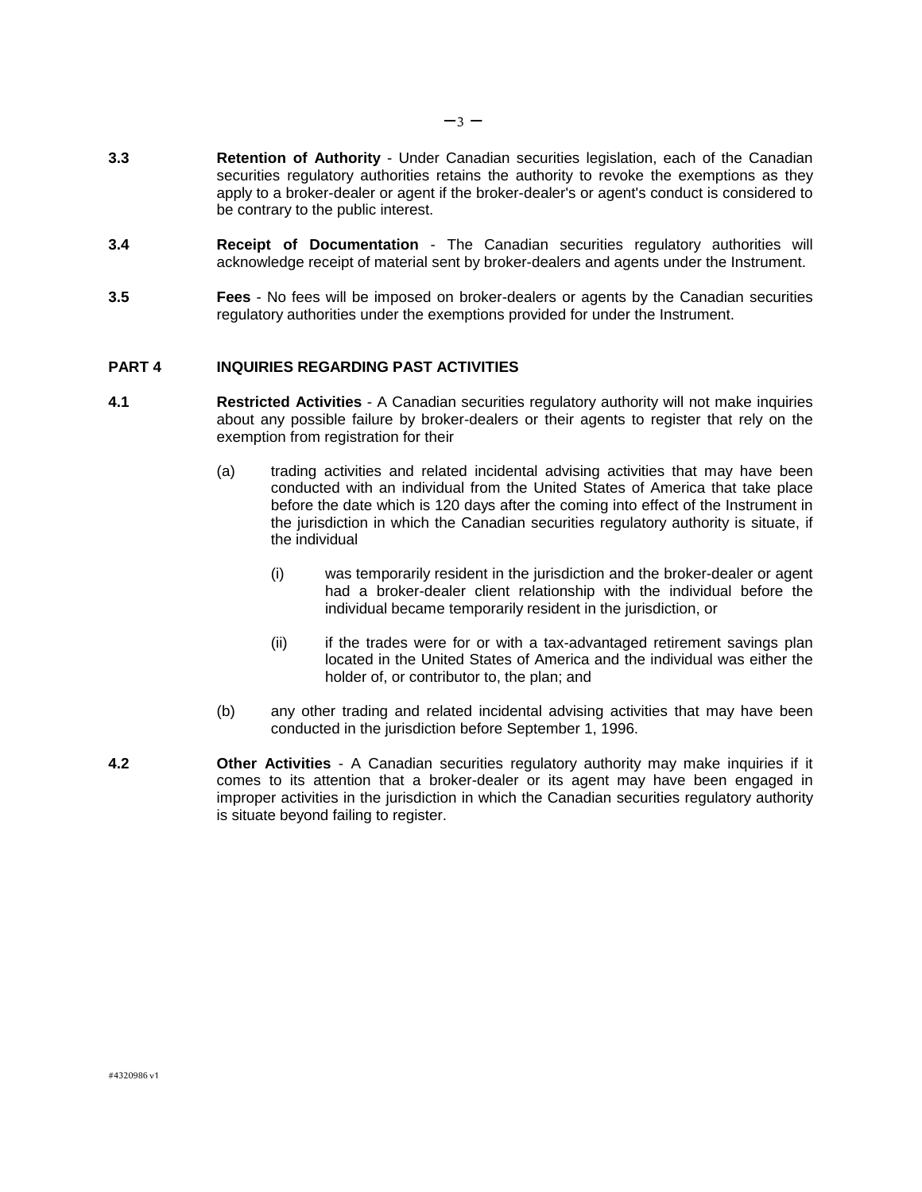**3.3** **Retention of Authority** - Under Canadian securities legislation, each of the Canadian securities regulatory authorities retains the authority to revoke the exemptions as they apply to a broker-dealer or agent if the broker-dealer's or agent's conduct is considered to be contrary to the public interest.

**3.4** **Receipt of Documentation** - The Canadian securities regulatory authorities will acknowledge receipt of material sent by broker-dealers and agents under the Instrument.

**3.5** **Fees** - No fees will be imposed on broker-dealers or agents by the Canadian securities regulatory authorities under the exemptions provided for under the Instrument.

## PART 4 INQUIRIES REGARDING PAST ACTIVITIES

**4.1** **Restricted Activities** - A Canadian securities regulatory authority will not make inquiries about any possible failure by broker-dealers or their agents to register that rely on the exemption from registration for their

(a) trading activities and related incidental advising activities that may have been conducted with an individual from the United States of America that take place before the date which is 120 days after the coming into effect of the Instrument in the jurisdiction in which the Canadian securities regulatory authority is situate, if the individual

(i) was temporarily resident in the jurisdiction and the broker-dealer or agent had a broker-dealer client relationship with the individual before the individual became temporarily resident in the jurisdiction, or

(ii) if the trades were for or with a tax-advantaged retirement savings plan located in the United States of America and the individual was either the holder of, or contributor to, the plan; and

(b) any other trading and related incidental advising activities that may have been conducted in the jurisdiction before September 1, 1996.

**4.2** **Other Activities** - A Canadian securities regulatory authority may make inquiries if it comes to its attention that a broker-dealer or its agent may have been engaged in improper activities in the jurisdiction in which the Canadian securities regulatory authority is situate beyond failing to register.